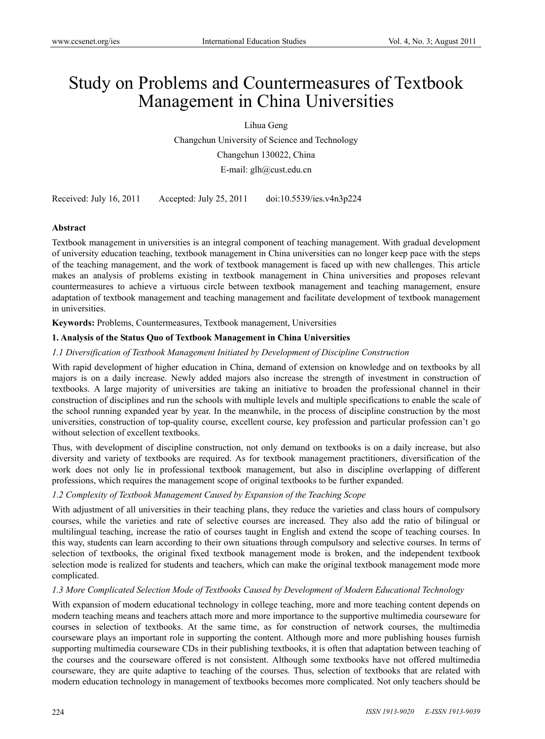# Study on Problems and Countermeasures of Textbook Management in China Universities

Lihua Geng

Changchun University of Science and Technology

Changchun 130022, China

E-mail: glh@cust.edu.cn

Received: July 16, 2011 Accepted: July 25, 2011 doi:10.5539/ies.v4n3p224

**Abstract**

Textbook management in universities is an integral component of teaching management. With gradual development of university education teaching, textbook management in China universities can no longer keep pace with the steps of the teaching management, and the work of textbook management is faced up with new challenges. This article makes an analysis of problems existing in textbook management in China universities and proposes relevant countermeasures to achieve a virtuous circle between textbook management and teaching management, ensure adaptation of textbook management and teaching management and facilitate development of textbook management in universities.

**Keywords:** Problems, Countermeasures, Textbook management, Universities

## 1. Analysis of the Status Quo of Textbook Management in China Universities

### *1.1 Diversification of Textbook Management Initiated by Development of Discipline Construction*

With rapid development of higher education in China, demand of extension on knowledge and on textbooks by all majors is on a daily increase. Newly added majors also increase the strength of investment in construction of textbooks. A large majority of universities are taking an initiative to broaden the professional channel in their construction of disciplines and run the schools with multiple levels and multiple specifications to enable the scale of the school running expanded year by year. In the meanwhile, in the process of discipline construction by the most universities, construction of top-quality course, excellent course, key profession and particular profession can't go without selection of excellent textbooks.

Thus, with development of discipline construction, not only demand on textbooks is on a daily increase, but also diversity and variety of textbooks are required. As for textbook management practitioners, diversification of the work does not only lie in professional textbook management, but also in discipline overlapping of different professions, which requires the management scope of original textbooks to be further expanded.

### *1.2 Complexity of Textbook Management Caused by Expansion of the Teaching Scope*

With adjustment of all universities in their teaching plans, they reduce the varieties and class hours of compulsory courses, while the varieties and rate of selective courses are increased. They also add the ratio of bilingual or multilingual teaching, increase the ratio of courses taught in English and extend the scope of teaching courses. In this way, students can learn according to their own situations through compulsory and selective courses. In terms of selection of textbooks, the original fixed textbook management mode is broken, and the independent textbook selection mode is realized for students and teachers, which can make the original textbook management mode more complicated.

### *1.3 More Complicated Selection Mode of Textbooks Caused by Development of Modern Educational Technology*

With expansion of modern educational technology in college teaching, more and more teaching content depends on modern teaching means and teachers attach more and more importance to the supportive multimedia courseware for courses in selection of textbooks. At the same time, as for construction of network courses, the multimedia courseware plays an important role in supporting the content. Although more and more publishing houses furnish supporting multimedia courseware CDs in their publishing textbooks, it is often that adaptation between teaching of the courses and the courseware offered is not consistent. Although some textbooks have not offered multimedia courseware, they are quite adaptive to teaching of the courses. Thus, selection of textbooks that are related with modern education technology in management of textbooks becomes more complicated. Not only teachers should be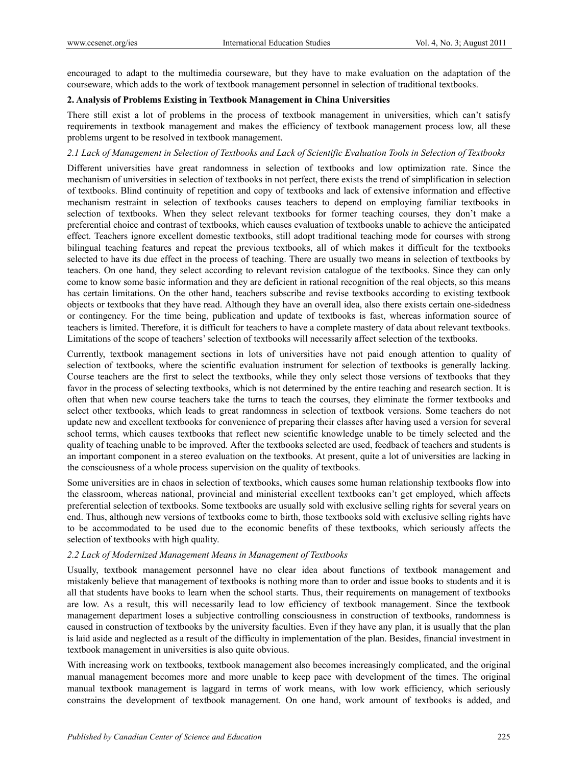encouraged to adapt to the multimedia courseware, but they have to make evaluation on the adaptation of the courseware, which adds to the work of textbook management personnel in selection of traditional textbooks.

## 2. Analysis of Problems Existing in Textbook Management in China Universities

There still exist a lot of problems in the process of textbook management in universities, which can't satisfy requirements in textbook management and makes the efficiency of textbook management process low, all these problems urgent to be resolved in textbook management.

### *2.1 Lack of Management in Selection of Textbooks and Lack of Scientific Evaluation Tools in Selection of Textbooks*

Different universities have great randomness in selection of textbooks and low optimization rate. Since the mechanism of universities in selection of textbooks in not perfect, there exists the trend of simplification in selection of textbooks. Blind continuity of repetition and copy of textbooks and lack of extensive information and effective mechanism restraint in selection of textbooks causes teachers to depend on employing familiar textbooks in selection of textbooks. When they select relevant textbooks for former teaching courses, they don't make a preferential choice and contrast of textbooks, which causes evaluation of textbooks unable to achieve the anticipated effect. Teachers ignore excellent domestic textbooks, still adopt traditional teaching mode for courses with strong bilingual teaching features and repeat the previous textbooks, all of which makes it difficult for the textbooks selected to have its due effect in the process of teaching. There are usually two means in selection of textbooks by teachers. On one hand, they select according to relevant revision catalogue of the textbooks. Since they can only come to know some basic information and they are deficient in rational recognition of the real objects, so this means has certain limitations. On the other hand, teachers subscribe and revise textbooks according to existing textbook objects or textbooks that they have read. Although they have an overall idea, also there exists certain one-sidedness or contingency. For the time being, publication and update of textbooks is fast, whereas information source of teachers is limited. Therefore, it is difficult for teachers to have a complete mastery of data about relevant textbooks. Limitations of the scope of teachers' selection of textbooks will necessarily affect selection of the textbooks.

Currently, textbook management sections in lots of universities have not paid enough attention to quality of selection of textbooks, where the scientific evaluation instrument for selection of textbooks is generally lacking. Course teachers are the first to select the textbooks, while they only select those versions of textbooks that they favor in the process of selecting textbooks, which is not determined by the entire teaching and research section. It is often that when new course teachers take the turns to teach the courses, they eliminate the former textbooks and select other textbooks, which leads to great randomness in selection of textbook versions. Some teachers do not update new and excellent textbooks for convenience of preparing their classes after having used a version for several school terms, which causes textbooks that reflect new scientific knowledge unable to be timely selected and the quality of teaching unable to be improved. After the textbooks selected are used, feedback of teachers and students is an important component in a stereo evaluation on the textbooks. At present, quite a lot of universities are lacking in the consciousness of a whole process supervision on the quality of textbooks.

Some universities are in chaos in selection of textbooks, which causes some human relationship textbooks flow into the classroom, whereas national, provincial and ministerial excellent textbooks can't get employed, which affects preferential selection of textbooks. Some textbooks are usually sold with exclusive selling rights for several years on end. Thus, although new versions of textbooks come to birth, those textbooks sold with exclusive selling rights have to be accommodated to be used due to the economic benefits of these textbooks, which seriously affects the selection of textbooks with high quality.

### *2.2 Lack of Modernized Management Means in Management of Textbooks*

Usually, textbook management personnel have no clear idea about functions of textbook management and mistakenly believe that management of textbooks is nothing more than to order and issue books to students and it is all that students have books to learn when the school starts. Thus, their requirements on management of textbooks are low. As a result, this will necessarily lead to low efficiency of textbook management. Since the textbook management department loses a subjective controlling consciousness in construction of textbooks, randomness is caused in construction of textbooks by the university faculties. Even if they have any plan, it is usually that the plan is laid aside and neglected as a result of the difficulty in implementation of the plan. Besides, financial investment in textbook management in universities is also quite obvious.

With increasing work on textbooks, textbook management also becomes increasingly complicated, and the original manual management becomes more and more unable to keep pace with development of the times. The original manual textbook management is laggard in terms of work means, with low work efficiency, which seriously constrains the development of textbook management. On one hand, work amount of textbooks is added, and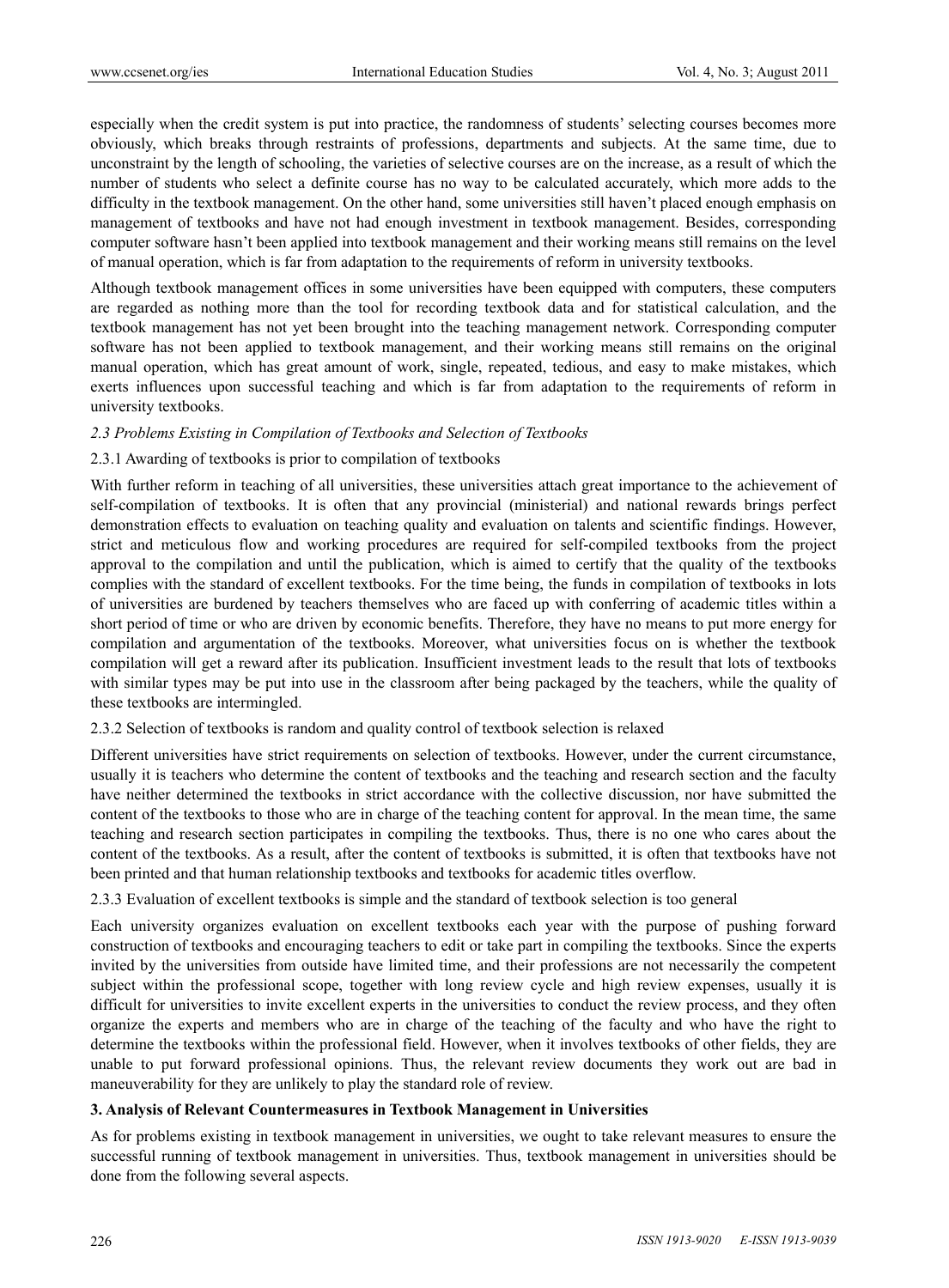especially when the credit system is put into practice, the randomness of students' selecting courses becomes more obviously, which breaks through restraints of professions, departments and subjects. At the same time, due to unconstraint by the length of schooling, the varieties of selective courses are on the increase, as a result of which the number of students who select a definite course has no way to be calculated accurately, which more adds to the difficulty in the textbook management. On the other hand, some universities still haven't placed enough emphasis on management of textbooks and have not had enough investment in textbook management. Besides, corresponding computer software hasn't been applied into textbook management and their working means still remains on the level of manual operation, which is far from adaptation to the requirements of reform in university textbooks.

Although textbook management offices in some universities have been equipped with computers, these computers are regarded as nothing more than the tool for recording textbook data and for statistical calculation, and the textbook management has not yet been brought into the teaching management network. Corresponding computer software has not been applied to textbook management, and their working means still remains on the original manual operation, which has great amount of work, single, repeated, tedious, and easy to make mistakes, which exerts influences upon successful teaching and which is far from adaptation to the requirements of reform in university textbooks.

### *2.3 Problems Existing in Compilation of Textbooks and Selection of Textbooks*

#### 2.3.1 Awarding of textbooks is prior to compilation of textbooks

With further reform in teaching of all universities, these universities attach great importance to the achievement of self-compilation of textbooks. It is often that any provincial (ministerial) and national rewards brings perfect demonstration effects to evaluation on teaching quality and evaluation on talents and scientific findings. However, strict and meticulous flow and working procedures are required for self-compiled textbooks from the project approval to the compilation and until the publication, which is aimed to certify that the quality of the textbooks complies with the standard of excellent textbooks. For the time being, the funds in compilation of textbooks in lots of universities are burdened by teachers themselves who are faced up with conferring of academic titles within a short period of time or who are driven by economic benefits. Therefore, they have no means to put more energy for compilation and argumentation of the textbooks. Moreover, what universities focus on is whether the textbook compilation will get a reward after its publication. Insufficient investment leads to the result that lots of textbooks with similar types may be put into use in the classroom after being packaged by the teachers, while the quality of these textbooks are intermingled.

#### 2.3.2 Selection of textbooks is random and quality control of textbook selection is relaxed

Different universities have strict requirements on selection of textbooks. However, under the current circumstance, usually it is teachers who determine the content of textbooks and the teaching and research section and the faculty have neither determined the textbooks in strict accordance with the collective discussion, nor have submitted the content of the textbooks to those who are in charge of the teaching content for approval. In the mean time, the same teaching and research section participates in compiling the textbooks. Thus, there is no one who cares about the content of the textbooks. As a result, after the content of textbooks is submitted, it is often that textbooks have not been printed and that human relationship textbooks and textbooks for academic titles overflow.

#### 2.3.3 Evaluation of excellent textbooks is simple and the standard of textbook selection is too general

Each university organizes evaluation on excellent textbooks each year with the purpose of pushing forward construction of textbooks and encouraging teachers to edit or take part in compiling the textbooks. Since the experts invited by the universities from outside have limited time, and their professions are not necessarily the competent subject within the professional scope, together with long review cycle and high review expenses, usually it is difficult for universities to invite excellent experts in the universities to conduct the review process, and they often organize the experts and members who are in charge of the teaching of the faculty and who have the right to determine the textbooks within the professional field. However, when it involves textbooks of other fields, they are unable to put forward professional opinions. Thus, the relevant review documents they work out are bad in maneuverability for they are unlikely to play the standard role of review.

## 3. Analysis of Relevant Countermeasures in Textbook Management in Universities

As for problems existing in textbook management in universities, we ought to take relevant measures to ensure the successful running of textbook management in universities. Thus, textbook management in universities should be done from the following several aspects.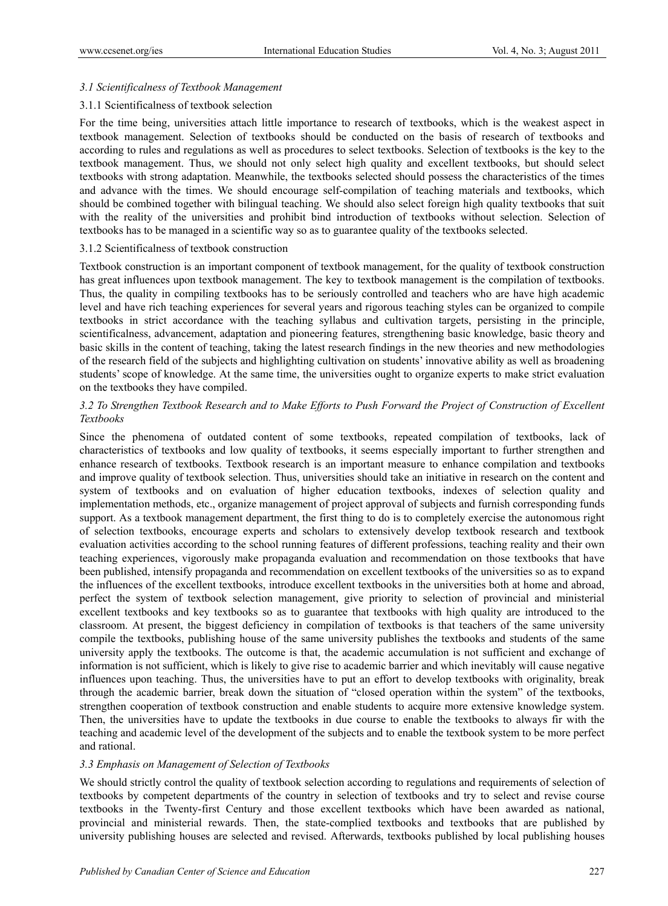### *3.1 Scientificalness of Textbook Management*

#### 3.1.1 Scientificalness of textbook selection

For the time being, universities attach little importance to research of textbooks, which is the weakest aspect in textbook management. Selection of textbooks should be conducted on the basis of research of textbooks and according to rules and regulations as well as procedures to select textbooks. Selection of textbooks is the key to the textbook management. Thus, we should not only select high quality and excellent textbooks, but should select textbooks with strong adaptation. Meanwhile, the textbooks selected should possess the characteristics of the times and advance with the times. We should encourage self-compilation of teaching materials and textbooks, which should be combined together with bilingual teaching. We should also select foreign high quality textbooks that suit with the reality of the universities and prohibit bind introduction of textbooks without selection. Selection of textbooks has to be managed in a scientific way so as to guarantee quality of the textbooks selected.

#### 3.1.2 Scientificalness of textbook construction

Textbook construction is an important component of textbook management, for the quality of textbook construction has great influences upon textbook management. The key to textbook management is the compilation of textbooks. Thus, the quality in compiling textbooks has to be seriously controlled and teachers who are have high academic level and have rich teaching experiences for several years and rigorous teaching styles can be organized to compile textbooks in strict accordance with the teaching syllabus and cultivation targets, persisting in the principle, scientificalness, advancement, adaptation and pioneering features, strengthening basic knowledge, basic theory and basic skills in the content of teaching, taking the latest research findings in the new theories and new methodologies of the research field of the subjects and highlighting cultivation on students' innovative ability as well as broadening students' scope of knowledge. At the same time, the universities ought to organize experts to make strict evaluation on the textbooks they have compiled.

### *3.2 To Strengthen Textbook Research and to Make Efforts to Push Forward the Project of Construction of Excellent Textbooks*

Since the phenomena of outdated content of some textbooks, repeated compilation of textbooks, lack of characteristics of textbooks and low quality of textbooks, it seems especially important to further strengthen and enhance research of textbooks. Textbook research is an important measure to enhance compilation and textbooks and improve quality of textbook selection. Thus, universities should take an initiative in research on the content and system of textbooks and on evaluation of higher education textbooks, indexes of selection quality and implementation methods, etc., organize management of project approval of subjects and furnish corresponding funds support. As a textbook management department, the first thing to do is to completely exercise the autonomous right of selection textbooks, encourage experts and scholars to extensively develop textbook research and textbook evaluation activities according to the school running features of different professions, teaching reality and their own teaching experiences, vigorously make propaganda evaluation and recommendation on those textbooks that have been published, intensify propaganda and recommendation on excellent textbooks of the universities so as to expand the influences of the excellent textbooks, introduce excellent textbooks in the universities both at home and abroad, perfect the system of textbook selection management, give priority to selection of provincial and ministerial excellent textbooks and key textbooks so as to guarantee that textbooks with high quality are introduced to the classroom. At present, the biggest deficiency in compilation of textbooks is that teachers of the same university compile the textbooks, publishing house of the same university publishes the textbooks and students of the same university apply the textbooks. The outcome is that, the academic accumulation is not sufficient and exchange of information is not sufficient, which is likely to give rise to academic barrier and which inevitably will cause negative influences upon teaching. Thus, the universities have to put an effort to develop textbooks with originality, break through the academic barrier, break down the situation of "closed operation within the system" of the textbooks, strengthen cooperation of textbook construction and enable students to acquire more extensive knowledge system. Then, the universities have to update the textbooks in due course to enable the textbooks to always fir with the teaching and academic level of the development of the subjects and to enable the textbook system to be more perfect and rational.

### *3.3 Emphasis on Management of Selection of Textbooks*

We should strictly control the quality of textbook selection according to regulations and requirements of selection of textbooks by competent departments of the country in selection of textbooks and try to select and revise course textbooks in the Twenty-first Century and those excellent textbooks which have been awarded as national, provincial and ministerial rewards. Then, the state-complied textbooks and textbooks that are published by university publishing houses are selected and revised. Afterwards, textbooks published by local publishing houses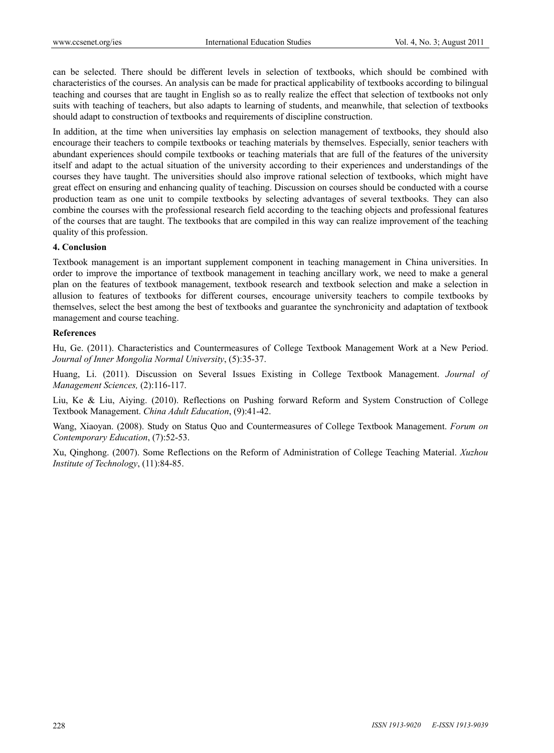can be selected. There should be different levels in selection of textbooks, which should be combined with characteristics of the courses. An analysis can be made for practical applicability of textbooks according to bilingual teaching and courses that are taught in English so as to really realize the effect that selection of textbooks not only suits with teaching of teachers, but also adapts to learning of students, and meanwhile, that selection of textbooks should adapt to construction of textbooks and requirements of discipline construction.

In addition, at the time when universities lay emphasis on selection management of textbooks, they should also encourage their teachers to compile textbooks or teaching materials by themselves. Especially, senior teachers with abundant experiences should compile textbooks or teaching materials that are full of the features of the university itself and adapt to the actual situation of the university according to their experiences and understandings of the courses they have taught. The universities should also improve rational selection of textbooks, which might have great effect on ensuring and enhancing quality of teaching. Discussion on courses should be conducted with a course production team as one unit to compile textbooks by selecting advantages of several textbooks. They can also combine the courses with the professional research field according to the teaching objects and professional features of the courses that are taught. The textbooks that are compiled in this way can realize improvement of the teaching quality of this profession.

## 4. Conclusion

Textbook management is an important supplement component in teaching management in China universities. In order to improve the importance of textbook management in teaching ancillary work, we need to make a general plan on the features of textbook management, textbook research and textbook selection and make a selection in allusion to features of textbooks for different courses, encourage university teachers to compile textbooks by themselves, select the best among the best of textbooks and guarantee the synchronicity and adaptation of textbook management and course teaching.

## References

Hu, Ge. (2011). Characteristics and Countermeasures of College Textbook Management Work at a New Period. *Journal of Inner Mongolia Normal University*, (5):35-37.

Huang, Li. (2011). Discussion on Several Issues Existing in College Textbook Management. *Journal of Management Sciences,* (2):116-117.

Liu, Ke & Liu, Aiying. (2010). Reflections on Pushing forward Reform and System Construction of College Textbook Management. *China Adult Education*, (9):41-42.

Wang, Xiaoyan. (2008). Study on Status Quo and Countermeasures of College Textbook Management. *Forum on Contemporary Education*, (7):52-53.

Xu, Qinghong. (2007). Some Reflections on the Reform of Administration of College Teaching Material. *Xuzhou Institute of Technology*, (11):84-85.